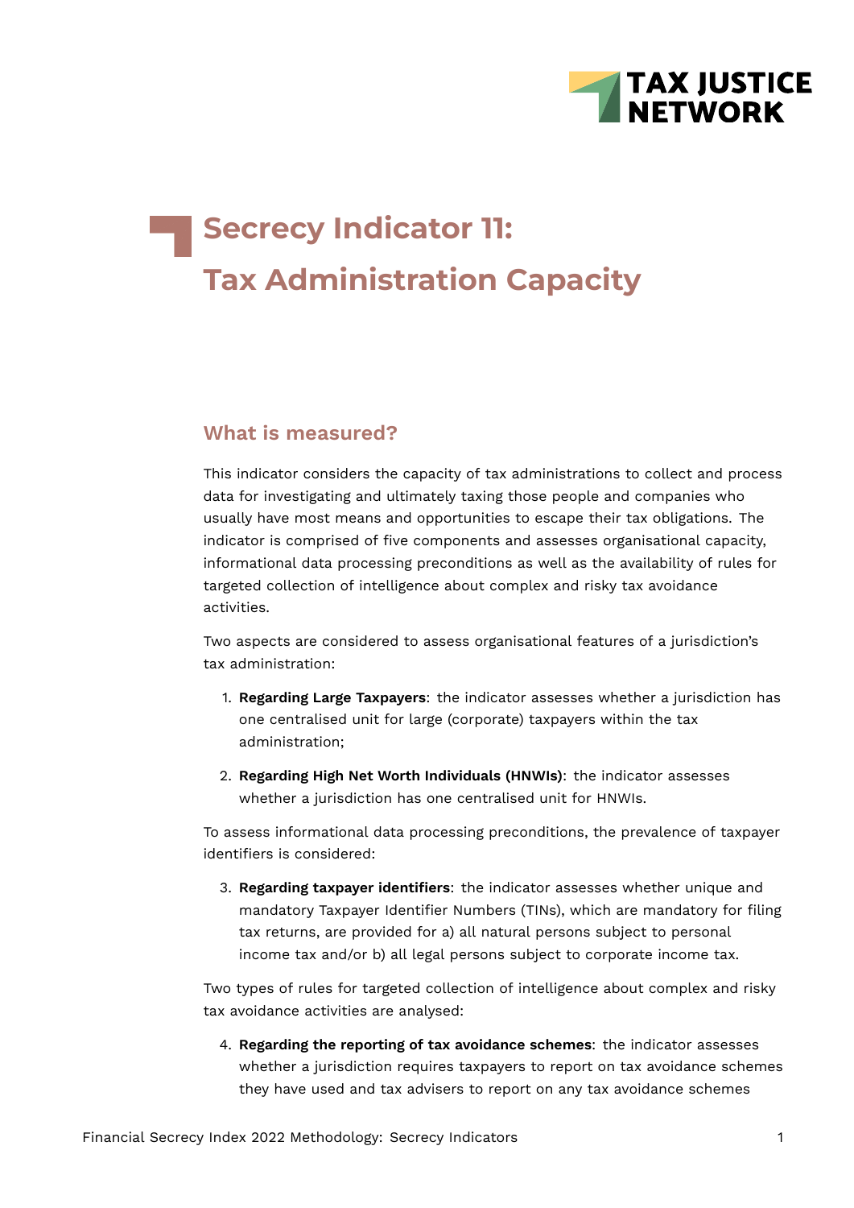# Secrecy Indicator 11: Tax Administration Capacity

## What is measured?

This indicator considers the capacity of tax administrations to collect and process data for investigating and ultimately taxing those people and companies who usually have most means and opportunities to escape their tax obligations. The indicator is comprised of five components and assesses organisational capacity, informational data processing preconditions as well as the availability of rules for targeted collection of intelligence about complex and risky tax avoidance activities.

Two aspects are considered to assess organisational features of a jurisdiction's tax administration:

1. **Regarding Large Taxpayers**: the indicator assesses whether a jurisdiction has one centralised unit for large (corporate) taxpayers within the tax administration;
2. **Regarding High Net Worth Individuals (HNWIs)**: the indicator assesses whether a jurisdiction has one centralised unit for HNWIs.

To assess informational data processing preconditions, the prevalence of taxpayer identifiers is considered:

3. **Regarding taxpayer identifiers**: the indicator assesses whether unique and mandatory Taxpayer Identifier Numbers (TINs), which are mandatory for filing tax returns, are provided for a) all natural persons subject to personal income tax and/or b) all legal persons subject to corporate income tax.

Two types of rules for targeted collection of intelligence about complex and risky tax avoidance activities are analysed:

4. **Regarding the reporting of tax avoidance schemes**: the indicator assesses whether a jurisdiction requires taxpayers to report on tax avoidance schemes they have used and tax advisers to report on any tax avoidance schemes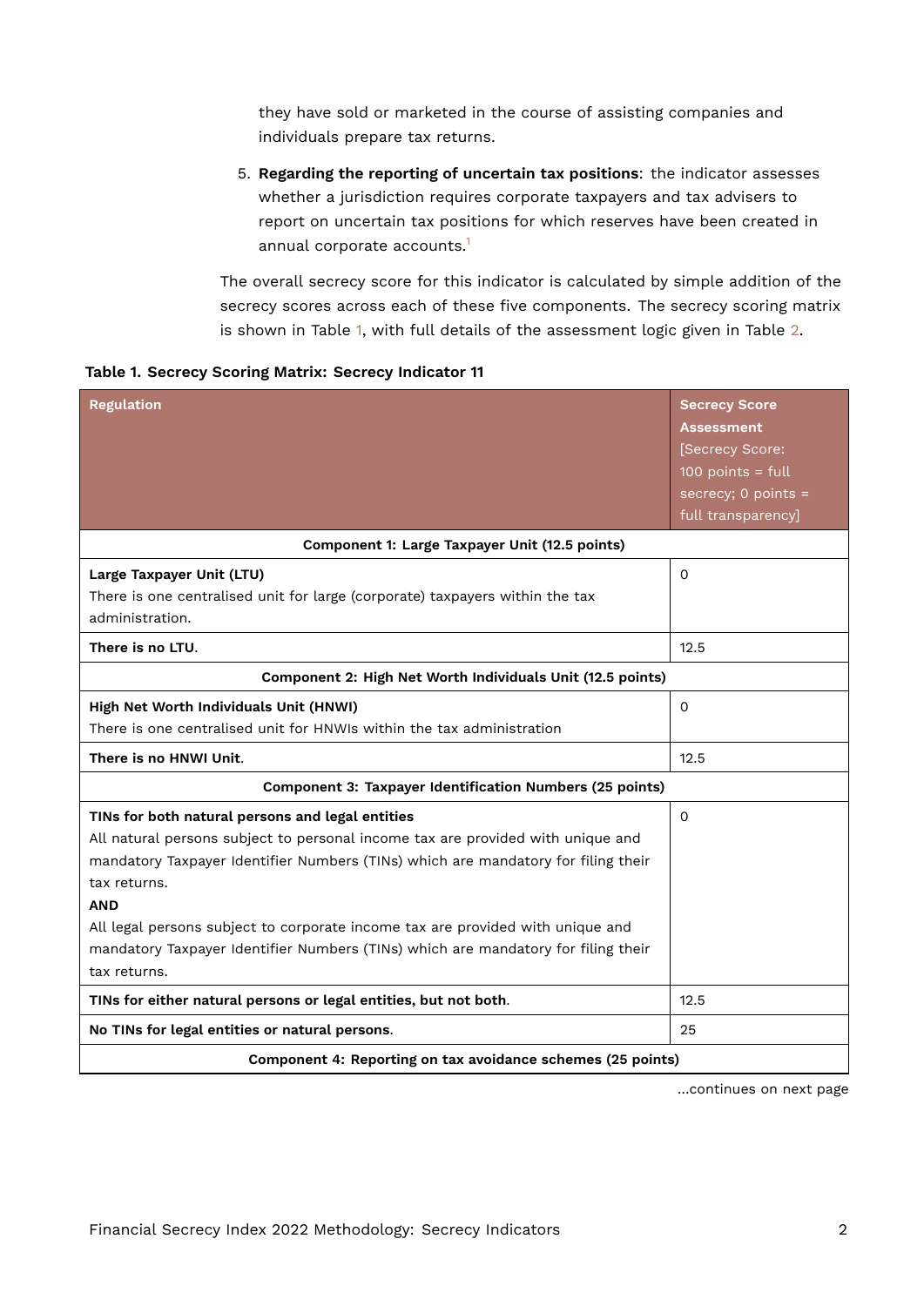they have sold or marketed in the course of assisting companies and individuals prepare tax returns.

5. **Regarding the reporting of uncertain tax positions**: the indicator assesses whether a jurisdiction requires corporate taxpayers and tax advisers to report on uncertain tax positions for which reserves have been created in annual corporate accounts.[1]

The overall secrecy score for this indicator is calculated by simple addition of the secrecy scores across each of these five components. The secrecy scoring matrix is shown in Table 1, with full details of the assessment logic given in Table 2.

**Table 1. Secrecy Scoring Matrix: Secrecy Indicator 11**

| Regulation | Secrecy Score Assessment [Secrecy Score: 100 points = full secrecy; 0 points = full transparency] |
|---|---|
| **Component 1: Large Taxpayer Unit (12.5 points)** | |
| **Large Taxpayer Unit (LTU)**<br>There is one centralised unit for large (corporate) taxpayers within the tax administration. | 0 |
| **There is no LTU**. | 12.5 |
| **Component 2: High Net Worth Individuals Unit (12.5 points)** | |
| **High Net Worth Individuals Unit (HNWI)**<br>There is one centralised unit for HNWIs within the tax administration | 0 |
| **There is no HNWI Unit**. | 12.5 |
| **Component 3: Taxpayer Identification Numbers (25 points)** | |
| **TINs for both natural persons and legal entities**<br>All natural persons subject to personal income tax are provided with unique and mandatory Taxpayer Identifier Numbers (TINs) which are mandatory for filing their tax returns.<br>**AND**<br>All legal persons subject to corporate income tax are provided with unique and mandatory Taxpayer Identifier Numbers (TINs) which are mandatory for filing their tax returns. | 0 |
| **TINs for either natural persons or legal entities, but not both**. | 12.5 |
| **No TINs for legal entities or natural persons**. | 25 |
| **Component 4: Reporting on tax avoidance schemes (25 points)** | |

...continues on next page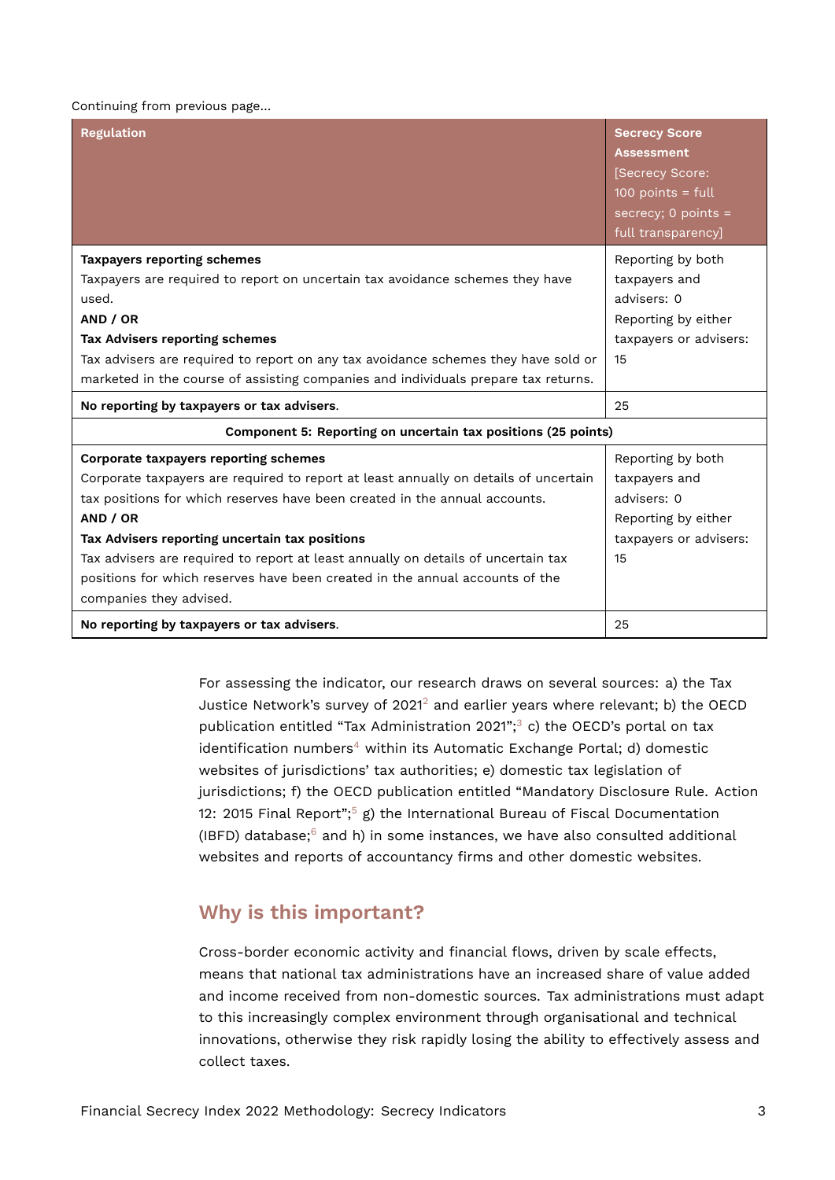Continuing from previous page...

| Regulation | Secrecy Score Assessment [Secrecy Score: 100 points = full secrecy; 0 points = full transparency] |
|---|---|
| **Taxpayers reporting schemes**<br>Taxpayers are required to report on uncertain tax avoidance schemes they have used.<br>**AND / OR**<br>**Tax Advisers reporting schemes**<br>Tax advisers are required to report on any tax avoidance schemes they have sold or marketed in the course of assisting companies and individuals prepare tax returns. | Reporting by both taxpayers and advisers: 0<br>Reporting by either taxpayers or advisers: 15 |
| **No reporting by taxpayers or tax advisers**. | 25 |
| **Component 5: Reporting on uncertain tax positions (25 points)** | |
| **Corporate taxpayers reporting schemes**<br>Corporate taxpayers are required to report at least annually on details of uncertain tax positions for which reserves have been created in the annual accounts.<br>**AND / OR**<br>**Tax Advisers reporting uncertain tax positions**<br>Tax advisers are required to report at least annually on details of uncertain tax positions for which reserves have been created in the annual accounts of the companies they advised. | Reporting by both taxpayers and advisers: 0<br>Reporting by either taxpayers or advisers: 15 |
| **No reporting by taxpayers or tax advisers**. | 25 |

For assessing the indicator, our research draws on several sources: a) the Tax Justice Network's survey of 2021[2] and earlier years where relevant; b) the OECD publication entitled "Tax Administration 2021";[3] c) the OECD's portal on tax identification numbers[4] within its Automatic Exchange Portal; d) domestic websites of jurisdictions' tax authorities; e) domestic tax legislation of jurisdictions; f) the OECD publication entitled "Mandatory Disclosure Rule. Action 12: 2015 Final Report";[5] g) the International Bureau of Fiscal Documentation (IBFD) database;[6] and h) in some instances, we have also consulted additional websites and reports of accountancy firms and other domestic websites.

## Why is this important?

Cross-border economic activity and financial flows, driven by scale effects, means that national tax administrations have an increased share of value added and income received from non-domestic sources. Tax administrations must adapt to this increasingly complex environment through organisational and technical innovations, otherwise they risk rapidly losing the ability to effectively assess and collect taxes.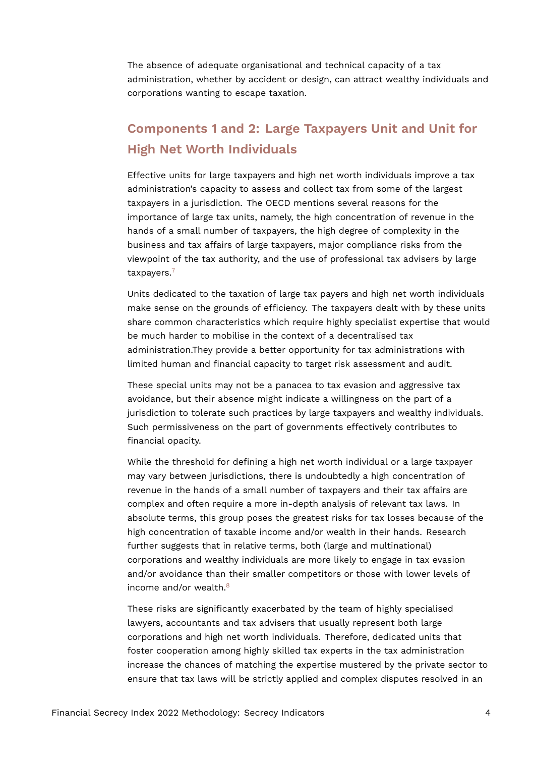The absence of adequate organisational and technical capacity of a tax administration, whether by accident or design, can attract wealthy individuals and corporations wanting to escape taxation.

## Components 1 and 2: Large Taxpayers Unit and Unit for High Net Worth Individuals

Effective units for large taxpayers and high net worth individuals improve a tax administration's capacity to assess and collect tax from some of the largest taxpayers in a jurisdiction. The OECD mentions several reasons for the importance of large tax units, namely, the high concentration of revenue in the hands of a small number of taxpayers, the high degree of complexity in the business and tax affairs of large taxpayers, major compliance risks from the viewpoint of the tax authority, and the use of professional tax advisers by large taxpayers.[7]

Units dedicated to the taxation of large tax payers and high net worth individuals make sense on the grounds of efficiency. The taxpayers dealt with by these units share common characteristics which require highly specialist expertise that would be much harder to mobilise in the context of a decentralised tax administration.They provide a better opportunity for tax administrations with limited human and financial capacity to target risk assessment and audit.

These special units may not be a panacea to tax evasion and aggressive tax avoidance, but their absence might indicate a willingness on the part of a jurisdiction to tolerate such practices by large taxpayers and wealthy individuals. Such permissiveness on the part of governments effectively contributes to financial opacity.

While the threshold for defining a high net worth individual or a large taxpayer may vary between jurisdictions, there is undoubtedly a high concentration of revenue in the hands of a small number of taxpayers and their tax affairs are complex and often require a more in-depth analysis of relevant tax laws. In absolute terms, this group poses the greatest risks for tax losses because of the high concentration of taxable income and/or wealth in their hands. Research further suggests that in relative terms, both (large and multinational) corporations and wealthy individuals are more likely to engage in tax evasion and/or avoidance than their smaller competitors or those with lower levels of income and/or wealth.[8]

These risks are significantly exacerbated by the team of highly specialised lawyers, accountants and tax advisers that usually represent both large corporations and high net worth individuals. Therefore, dedicated units that foster cooperation among highly skilled tax experts in the tax administration increase the chances of matching the expertise mustered by the private sector to ensure that tax laws will be strictly applied and complex disputes resolved in an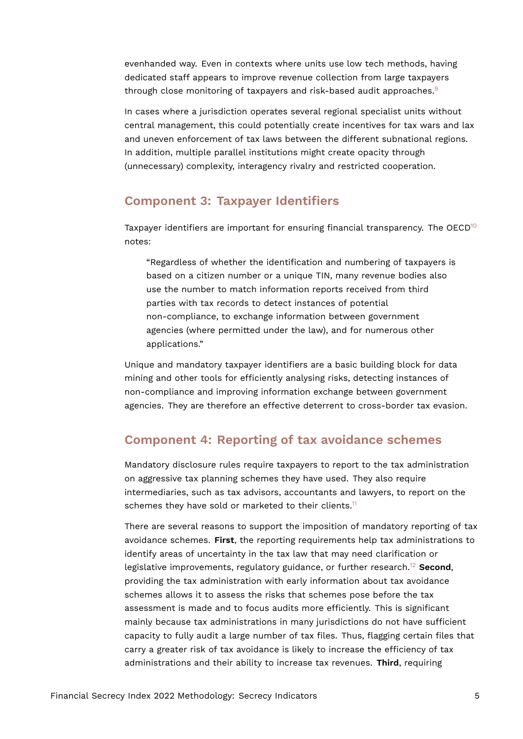evenhanded way. Even in contexts where units use low tech methods, having dedicated staff appears to improve revenue collection from large taxpayers through close monitoring of taxpayers and risk-based audit approaches.[9]

In cases where a jurisdiction operates several regional specialist units without central management, this could potentially create incentives for tax wars and lax and uneven enforcement of tax laws between the different subnational regions. In addition, multiple parallel institutions might create opacity through (unnecessary) complexity, interagency rivalry and restricted cooperation.

## Component 3: Taxpayer Identifiers

Taxpayer identifiers are important for ensuring financial transparency. The OECD[10] notes:

> "Regardless of whether the identification and numbering of taxpayers is based on a citizen number or a unique TIN, many revenue bodies also use the number to match information reports received from third parties with tax records to detect instances of potential non-compliance, to exchange information between government agencies (where permitted under the law), and for numerous other applications."

Unique and mandatory taxpayer identifiers are a basic building block for data mining and other tools for efficiently analysing risks, detecting instances of non-compliance and improving information exchange between government agencies. They are therefore an effective deterrent to cross-border tax evasion.

## Component 4: Reporting of tax avoidance schemes

Mandatory disclosure rules require taxpayers to report to the tax administration on aggressive tax planning schemes they have used. They also require intermediaries, such as tax advisors, accountants and lawyers, to report on the schemes they have sold or marketed to their clients.[11]

There are several reasons to support the imposition of mandatory reporting of tax avoidance schemes. **First**, the reporting requirements help tax administrations to identify areas of uncertainty in the tax law that may need clarification or legislative improvements, regulatory guidance, or further research.[12] **Second**, providing the tax administration with early information about tax avoidance schemes allows it to assess the risks that schemes pose before the tax assessment is made and to focus audits more efficiently. This is significant mainly because tax administrations in many jurisdictions do not have sufficient capacity to fully audit a large number of tax files. Thus, flagging certain files that carry a greater risk of tax avoidance is likely to increase the efficiency of tax administrations and their ability to increase tax revenues. **Third**, requiring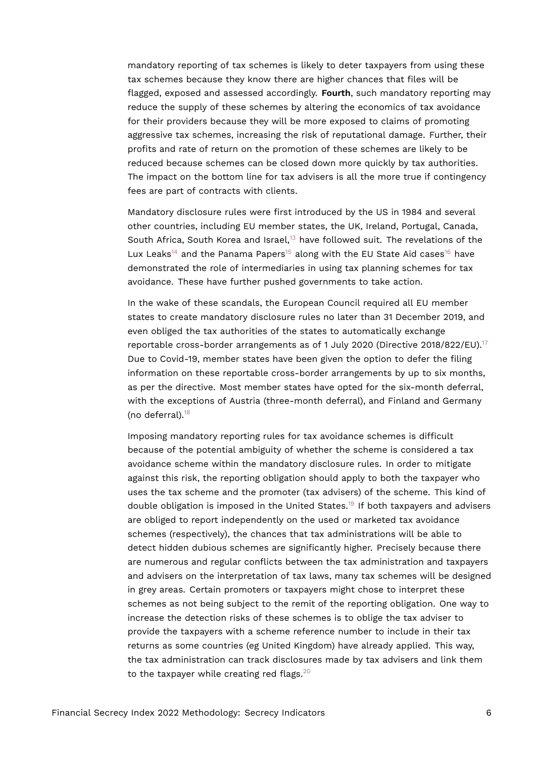mandatory reporting of tax schemes is likely to deter taxpayers from using these tax schemes because they know there are higher chances that files will be flagged, exposed and assessed accordingly. **Fourth**, such mandatory reporting may reduce the supply of these schemes by altering the economics of tax avoidance for their providers because they will be more exposed to claims of promoting aggressive tax schemes, increasing the risk of reputational damage. Further, their profits and rate of return on the promotion of these schemes are likely to be reduced because schemes can be closed down more quickly by tax authorities. The impact on the bottom line for tax advisers is all the more true if contingency fees are part of contracts with clients.

Mandatory disclosure rules were first introduced by the US in 1984 and several other countries, including EU member states, the UK, Ireland, Portugal, Canada, South Africa, South Korea and Israel,[13] have followed suit. The revelations of the Lux Leaks[14] and the Panama Papers[15] along with the EU State Aid cases[16] have demonstrated the role of intermediaries in using tax planning schemes for tax avoidance. These have further pushed governments to take action.

In the wake of these scandals, the European Council required all EU member states to create mandatory disclosure rules no later than 31 December 2019, and even obliged the tax authorities of the states to automatically exchange reportable cross-border arrangements as of 1 July 2020 (Directive 2018/822/EU).[17] Due to Covid-19, member states have been given the option to defer the filing information on these reportable cross-border arrangements by up to six months, as per the directive. Most member states have opted for the six-month deferral, with the exceptions of Austria (three-month deferral), and Finland and Germany (no deferral).[18]

Imposing mandatory reporting rules for tax avoidance schemes is difficult because of the potential ambiguity of whether the scheme is considered a tax avoidance scheme within the mandatory disclosure rules. In order to mitigate against this risk, the reporting obligation should apply to both the taxpayer who uses the tax scheme and the promoter (tax advisers) of the scheme. This kind of double obligation is imposed in the United States.[19] If both taxpayers and advisers are obliged to report independently on the used or marketed tax avoidance schemes (respectively), the chances that tax administrations will be able to detect hidden dubious schemes are significantly higher. Precisely because there are numerous and regular conflicts between the tax administration and taxpayers and advisers on the interpretation of tax laws, many tax schemes will be designed in grey areas. Certain promoters or taxpayers might chose to interpret these schemes as not being subject to the remit of the reporting obligation. One way to increase the detection risks of these schemes is to oblige the tax adviser to provide the taxpayers with a scheme reference number to include in their tax returns as some countries (eg United Kingdom) have already applied. This way, the tax administration can track disclosures made by tax advisers and link them to the taxpayer while creating red flags.[20]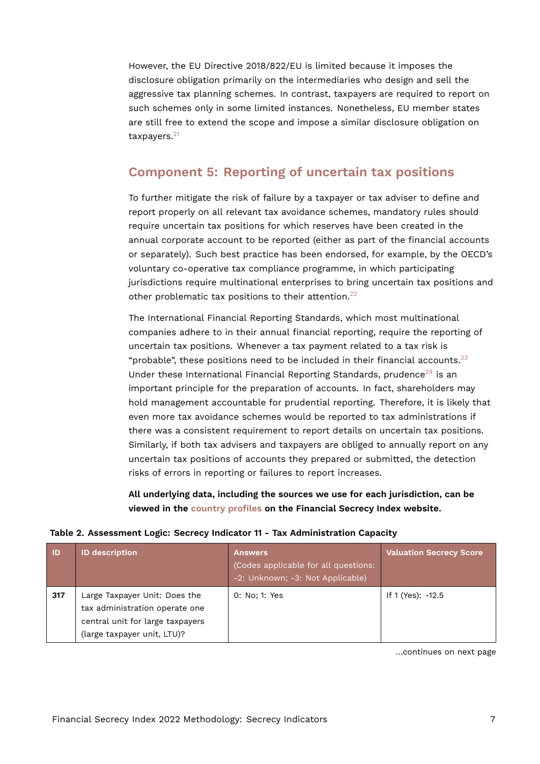However, the EU Directive 2018/822/EU is limited because it imposes the disclosure obligation primarily on the intermediaries who design and sell the aggressive tax planning schemes. In contrast, taxpayers are required to report on such schemes only in some limited instances. Nonetheless, EU member states are still free to extend the scope and impose a similar disclosure obligation on taxpayers.[21]

## Component 5: Reporting of uncertain tax positions

To further mitigate the risk of failure by a taxpayer or tax adviser to define and report properly on all relevant tax avoidance schemes, mandatory rules should require uncertain tax positions for which reserves have been created in the annual corporate account to be reported (either as part of the financial accounts or separately). Such best practice has been endorsed, for example, by the OECD's voluntary co-operative tax compliance programme, in which participating jurisdictions require multinational enterprises to bring uncertain tax positions and other problematic tax positions to their attention.[22]

The International Financial Reporting Standards, which most multinational companies adhere to in their annual financial reporting, require the reporting of uncertain tax positions. Whenever a tax payment related to a tax risk is "probable", these positions need to be included in their financial accounts.[23] Under these International Financial Reporting Standards, prudence[24] is an important principle for the preparation of accounts. In fact, shareholders may hold management accountable for prudential reporting. Therefore, it is likely that even more tax avoidance schemes would be reported to tax administrations if there was a consistent requirement to report details on uncertain tax positions. Similarly, if both tax advisers and taxpayers are obliged to annually report on any uncertain tax positions of accounts they prepared or submitted, the detection risks of errors in reporting or failures to report increases.

**All underlying data, including the sources we use for each jurisdiction, can be viewed in the country profiles on the Financial Secrecy Index website.**

**Table 2. Assessment Logic: Secrecy Indicator 11 - Tax Administration Capacity**

| ID | ID description | Answers (Codes applicable for all questions: -2: Unknown; -3: Not Applicable) | Valuation Secrecy Score |
|---|---|---|---|
| 317 | Large Taxpayer Unit: Does the tax administration operate one central unit for large taxpayers (large taxpayer unit, LTU)? | 0: No; 1: Yes | If 1 (Yes): -12.5 |

...continues on next page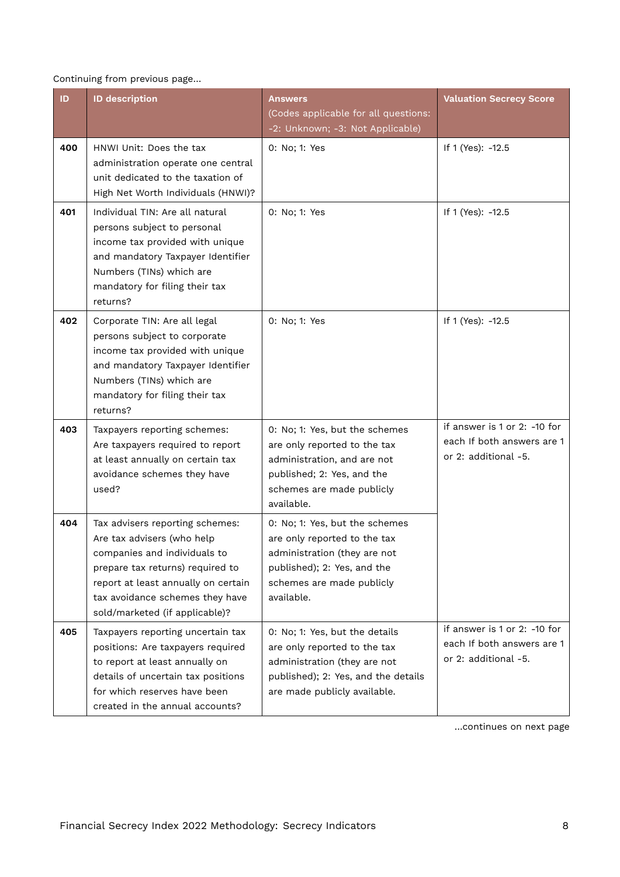Continuing from previous page...

| ID | ID description | Answers (Codes applicable for all questions: -2: Unknown; -3: Not Applicable) | Valuation Secrecy Score |
|---|---|---|---|
| **400** | HNWI Unit: Does the tax administration operate one central unit dedicated to the taxation of High Net Worth Individuals (HNWI)? | 0: No; 1: Yes | If 1 (Yes): -12.5 |
| **401** | Individual TIN: Are all natural persons subject to personal income tax provided with unique and mandatory Taxpayer Identifier Numbers (TINs) which are mandatory for filing their tax returns? | 0: No; 1: Yes | If 1 (Yes): -12.5 |
| **402** | Corporate TIN: Are all legal persons subject to corporate income tax provided with unique and mandatory Taxpayer Identifier Numbers (TINs) which are mandatory for filing their tax returns? | 0: No; 1: Yes | If 1 (Yes): -12.5 |
| **403** | Taxpayers reporting schemes: Are taxpayers required to report at least annually on certain tax avoidance schemes they have used? | 0: No; 1: Yes, but the schemes are only reported to the tax administration, and are not published; 2: Yes, and the schemes are made publicly available. | if answer is 1 or 2: -10 for each If both answers are 1 or 2: additional -5. |
| **404** | Tax advisers reporting schemes: Are tax advisers (who help companies and individuals to prepare tax returns) required to report at least annually on certain tax avoidance schemes they have sold/marketed (if applicable)? | 0: No; 1: Yes, but the schemes are only reported to the tax administration (they are not published); 2: Yes, and the schemes are made publicly available. | |
| **405** | Taxpayers reporting uncertain tax positions: Are taxpayers required to report at least annually on details of uncertain tax positions for which reserves have been created in the annual accounts? | 0: No; 1: Yes, but the details are only reported to the tax administration (they are not published); 2: Yes, and the details are made publicly available. | if answer is 1 or 2: -10 for each If both answers are 1 or 2: additional -5. |

...continues on next page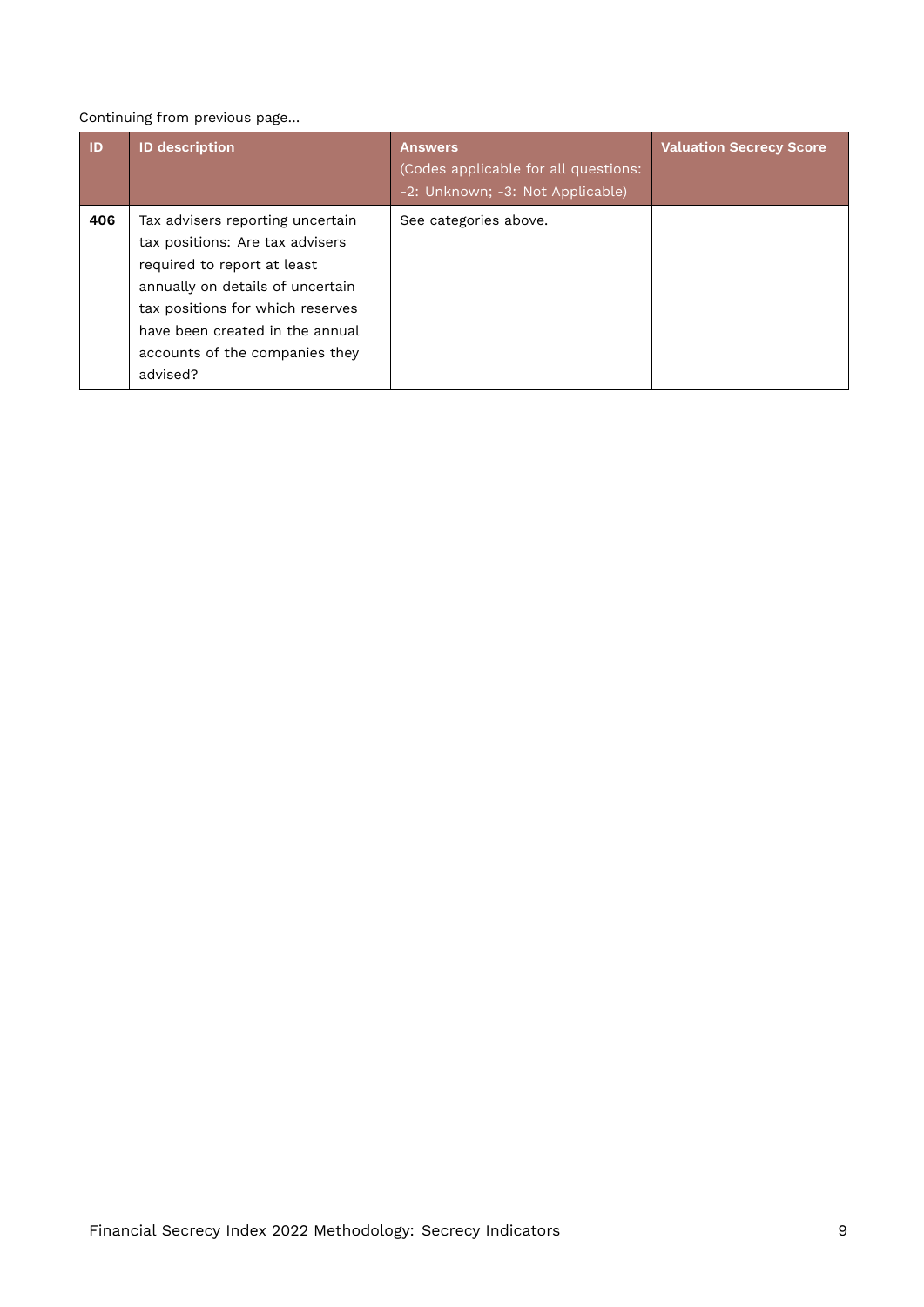Continuing from previous page...

| ID | ID description | Answers (Codes applicable for all questions: -2: Unknown; -3: Not Applicable) | Valuation Secrecy Score |
|---|---|---|---|
| **406** | Tax advisers reporting uncertain tax positions: Are tax advisers required to report at least annually on details of uncertain tax positions for which reserves have been created in the annual accounts of the companies they advised? | See categories above. | |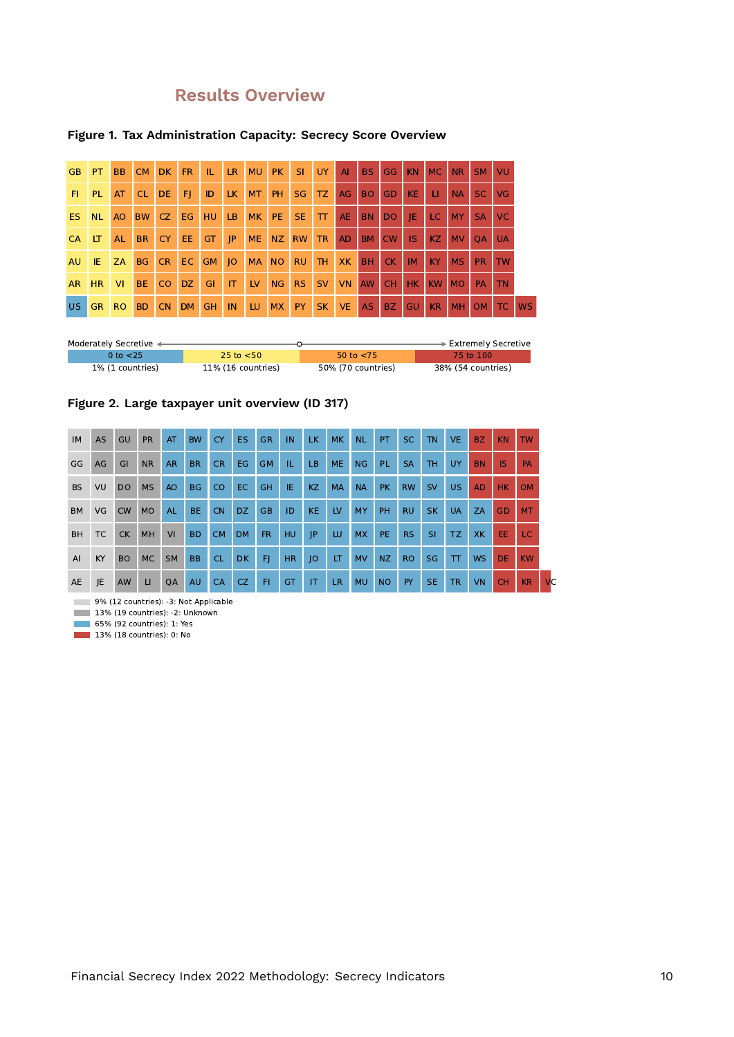## Results Overview

**Figure 1. Tax Administration Capacity: Secrecy Score Overview**

| | | | | | | | | | | | | | | | | | | | | |
|---|---|---|---|---|---|---|---|---|---|---|---|---|---|---|---|---|---|---|---|---|
| GB | PT | BB | CM | DK | FR | IL | LR | MU | PK | SI | UY | AI | BS | GG | KN | MC | NR | SM | VU | |
| FI | PL | AT | CL | DE | FJ | ID | LK | MT | PH | SG | TZ | AG | BO | GD | KE | LI | NA | SC | VG | |
| ES | NL | AO | BW | CZ | EG | HU | LB | MK | PE | SE | TT | AE | BN | DO | JE | LC | MY | SA | VC | |
| CA | LT | AL | BR | CY | EE | GT | JP | ME | NZ | RW | TR | AD | BM | CW | IS | KZ | MV | QA | UA | |
| AU | IE | ZA | BG | CR | EC | GM | JO | MA | NO | RU | TH | XK | BH | CK | IM | KY | MS | PR | TW | |
| AR | HR | VI | BE | CO | DZ | GI | IT | LV | NG | RS | SV | VN | AW | CH | HK | KW | MO | PA | TN | |
| US | GR | RO | BD | CN | DM | GH | IN | LU | MX | PY | SK | VE | AS | BZ | GU | KR | MH | OM | TC | WS |

Moderately Secretive ← → Extremely Secretive

| 0 to <25 | 25 to <50 | 50 to <75 | 75 to 100 |
|---|---|---|---|
| 1% (1 countries) | 11% (16 countries) | 50% (70 countries) | 38% (54 countries) |

**Figure 2. Large taxpayer unit overview (ID 317)**

| | | | | | | | | | | | | | | | | | | | | | |
|---|---|---|---|---|---|---|---|---|---|---|---|---|---|---|---|---|---|---|---|---|---|
| IM | AS | GU | PR | AT | BW | CY | ES | GR | IN | LK | MK | NL | PT | SC | TN | VE | BZ | KN | TW | | |
| GG | AG | GI | NR | AR | BR | CR | EG | GM | IL | LB | ME | NG | PL | SA | TH | UY | BN | IS | PA | | |
| BS | VU | DO | MS | AO | BG | CO | EC | GH | IE | KZ | MA | NA | PK | RW | SV | US | AD | HK | OM | | |
| BM | VG | CW | MO | AL | BE | CN | DZ | GB | ID | KE | LV | MY | PH | RU | SK | UA | ZA | GD | MT | | |
| BH | TC | CK | MH | VI | BD | CM | DM | FR | HU | JP | LU | MX | PE | RS | SI | TZ | XK | EE | LC | | |
| AI | KY | BO | MC | SM | BB | CL | DK | FJ | HR | JO | LT | MV | NZ | RO | SG | TT | WS | DE | KW | | |
| AE | JE | AW | LI | QA | AU | CA | CZ | FI | GT | IT | LR | MU | NO | PY | SE | TR | VN | CH | KR | VC | |

- 9% (12 countries): -3: Not Applicable
- 13% (19 countries): -2: Unknown
- 65% (92 countries): 1: Yes
- 13% (18 countries): 0: No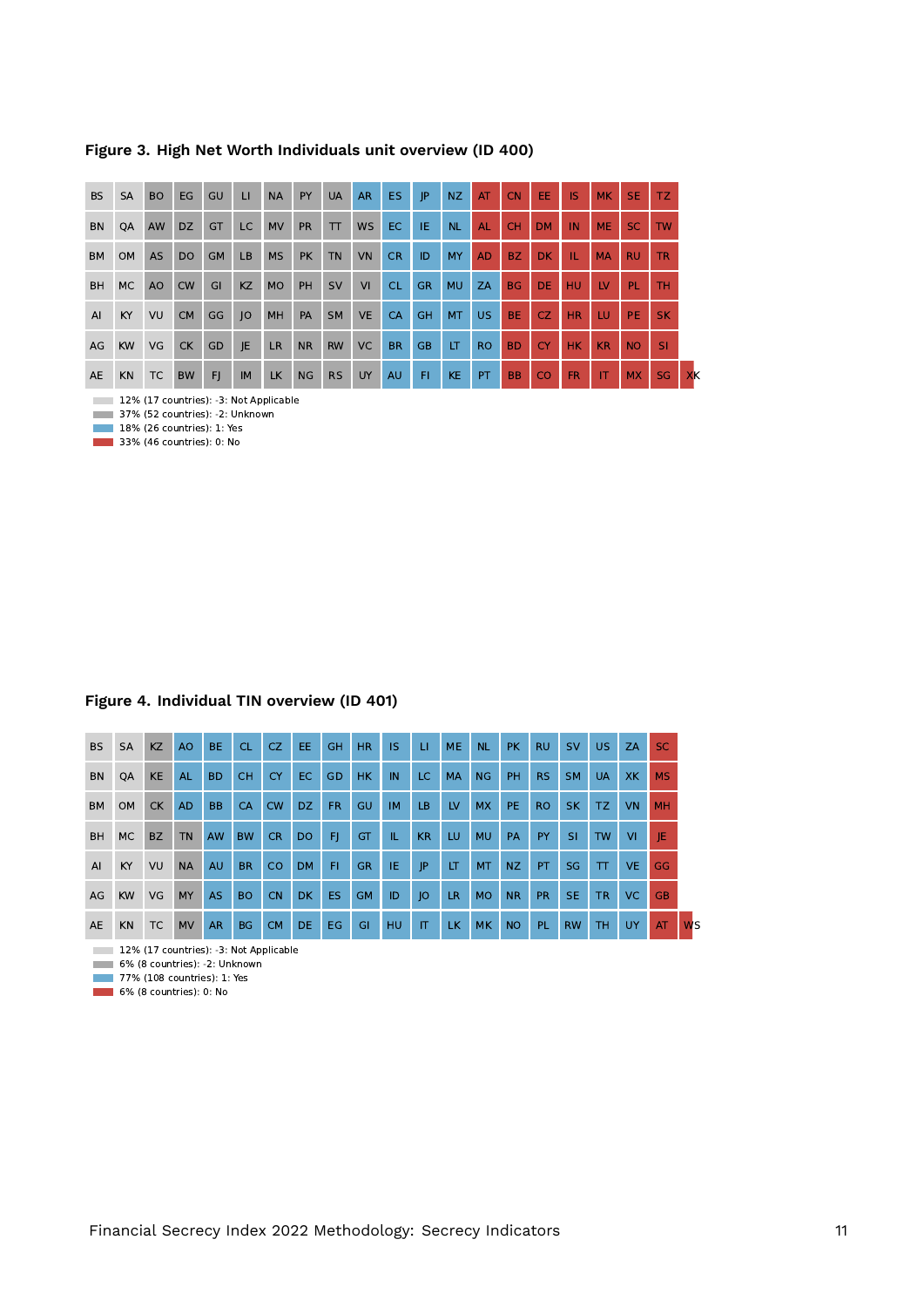**Figure 3. High Net Worth Individuals unit overview (ID 400)**

| BS | SA | BO | EG | GU | LI | NA | PY | UA | AR | ES | JP | NZ | AT | CN | EE | IS | MK | SE | TZ | |
|---|---|---|---|---|---|---|---|---|---|---|---|---|---|---|---|---|---|---|---|---|
| BN | QA | AW | DZ | GT | LC | MV | PR | TT | WS | EC | IE | NL | AL | CH | DM | IN | ME | SC | TW | |
| BM | OM | AS | DO | GM | LB | MS | PK | TN | VN | CR | ID | MY | AD | BZ | DK | IL | MA | RU | TR | |
| BH | MC | AO | CW | GI | KZ | MO | PH | SV | VI | CL | GR | MU | ZA | BG | DE | HU | LV | PL | TH | |
| AI | KY | VU | CM | GG | JO | MH | PA | SM | VE | CA | GH | MT | US | BE | CZ | HR | LU | PE | SK | |
| AG | KW | VG | CK | GD | JE | LR | NR | RW | VC | BR | GB | LT | RO | BD | CY | HK | KR | NO | SI | |
| AE | KN | TC | BW | FJ | IM | LK | NG | RS | UY | AU | FI | KE | PT | BB | CO | FR | IT | MX | SG | XK |

- 12% (17 countries): -3: Not Applicable
- 37% (52 countries): -2: Unknown
- 18% (26 countries): 1: Yes
- 33% (46 countries): 0: No

**Figure 4. Individual TIN overview (ID 401)**

| BS | SA | KZ | AO | BE | CL | CZ | EE | GH | HR | IS | LI | ME | NL | PK | RU | SV | US | ZA | SC | |
|---|---|---|---|---|---|---|---|---|---|---|---|---|---|---|---|---|---|---|---|---|
| BN | QA | KE | AL | BD | CH | CY | EC | GD | HK | IN | LC | MA | NG | PH | RS | SM | UA | XK | MS | |
| BM | OM | CK | AD | BB | CA | CW | DZ | FR | GU | IM | LB | LV | MX | PE | RO | SK | TZ | VN | MH | |
| BH | MC | BZ | TN | AW | BW | CR | DO | FJ | GT | IL | KR | LU | MU | PA | PY | SI | TW | VI | JE | |
| AI | KY | VU | NA | AU | BR | CO | DM | FI | GR | IE | JP | LT | MT | NZ | PT | SG | TT | VE | GG | |
| AG | KW | VG | MY | AS | BO | CN | DK | ES | GM | ID | JO | LR | MO | NR | PR | SE | TR | VC | GB | |
| AE | KN | TC | MV | AR | BG | CM | DE | EG | GI | HU | IT | LK | MK | NO | PL | RW | TH | UY | AT | WS |

- 12% (17 countries): -3: Not Applicable
- 6% (8 countries): -2: Unknown
- 77% (108 countries): 1: Yes
- 6% (8 countries): 0: No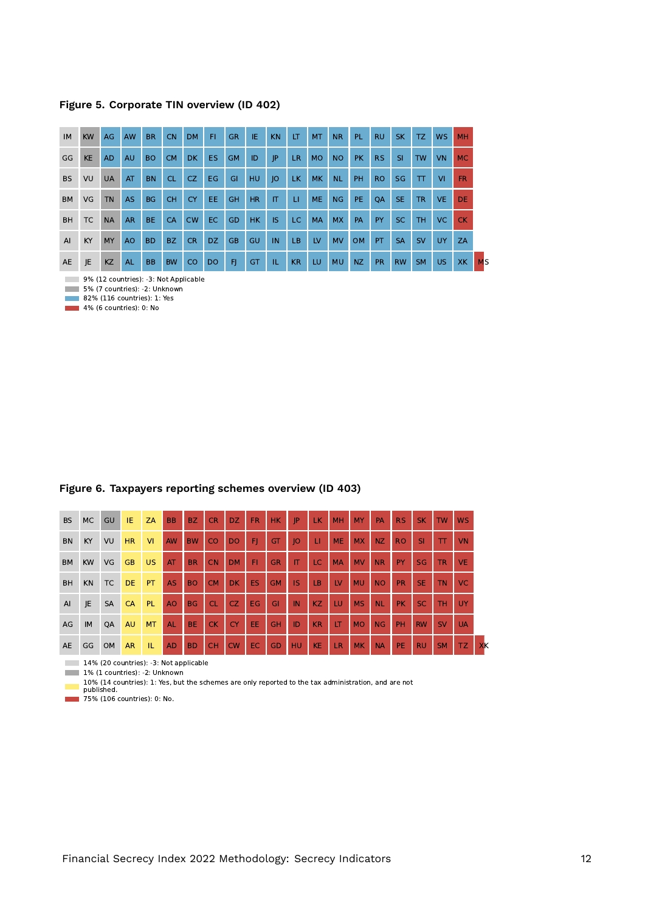**Figure 5. Corporate TIN overview (ID 402)**

| | | | | | | | | | | | | | | | | | | | |
|---|---|---|---|---|---|---|---|---|---|---|---|---|---|---|---|---|---|---|---|
| IM | KW | AG | AW | BR | CN | DM | FI | GR | IE | KN | LT | MT | NR | PL | RU | SK | TZ | WS | MH |
| GG | KE | AD | AU | BO | CM | DK | ES | GM | ID | JP | LR | MO | NO | PK | RS | SI | TW | VN | MC |
| BS | VU | UA | AT | BN | CL | CZ | EG | GI | HU | JO | LK | MK | NL | PH | RO | SG | TT | VI | FR |
| BM | VG | TN | AS | BG | CH | CY | EE | GH | HR | IT | LI | ME | NG | PE | QA | SE | TR | VE | DE |
| BH | TC | NA | AR | BE | CA | CW | EC | GD | HK | IS | LC | MA | MX | PA | PY | SC | TH | VC | CK |
| AI | KY | MY | AO | BD | BZ | CR | DZ | GB | GU | IN | LB | LV | MV | OM | PT | SA | SV | UY | ZA |
| AE | JE | KZ | AL | BB | BW | CO | DO | FJ | GT | IL | KR | LU | MU | NZ | PR | RW | SM | US | XK | MS |

- 9% (12 countries): -3: Not Applicable
- 5% (7 countries): -2: Unknown
- 82% (116 countries): 1: Yes
- 4% (6 countries): 0: No

**Figure 6. Taxpayers reporting schemes overview (ID 403)**

| | | | | | | | | | | | | | | | | | | | |
|---|---|---|---|---|---|---|---|---|---|---|---|---|---|---|---|---|---|---|---|
| BS | MC | GU | IE | ZA | BB | BZ | CR | DZ | FR | HK | JP | LK | MH | MY | PA | RS | SK | TW | WS |
| BN | KY | VU | HR | VI | AW | BW | CO | DO | FJ | GT | JO | LI | ME | MX | NZ | RO | SI | TT | VN |
| BM | KW | VG | GB | US | AT | BR | CN | DM | FI | GR | IT | LC | MA | MV | NR | PY | SG | TR | VE |
| BH | KN | TC | DE | PT | AS | BO | CM | DK | ES | GM | IS | LB | LV | MU | NO | PR | SE | TN | VC |
| AI | JE | SA | CA | PL | AO | BG | CL | CZ | EG | GI | IN | KZ | LU | MS | NL | PK | SC | TH | UY |
| AG | IM | QA | AU | MT | AL | BE | CK | CY | EE | GH | ID | KR | LT | MO | NG | PH | RW | SV | UA |
| AE | GG | OM | AR | IL | AD | BD | CH | CW | EC | GD | HU | KE | LR | MK | NA | PE | RU | SM | TZ | XK |

- 14% (20 countries): -3: Not applicable
- 1% (1 countries): -2: Unknown
- 10% (14 countries): 1: Yes, but the schemes are only reported to the tax administration, and are not published.
- 75% (106 countries): 0: No.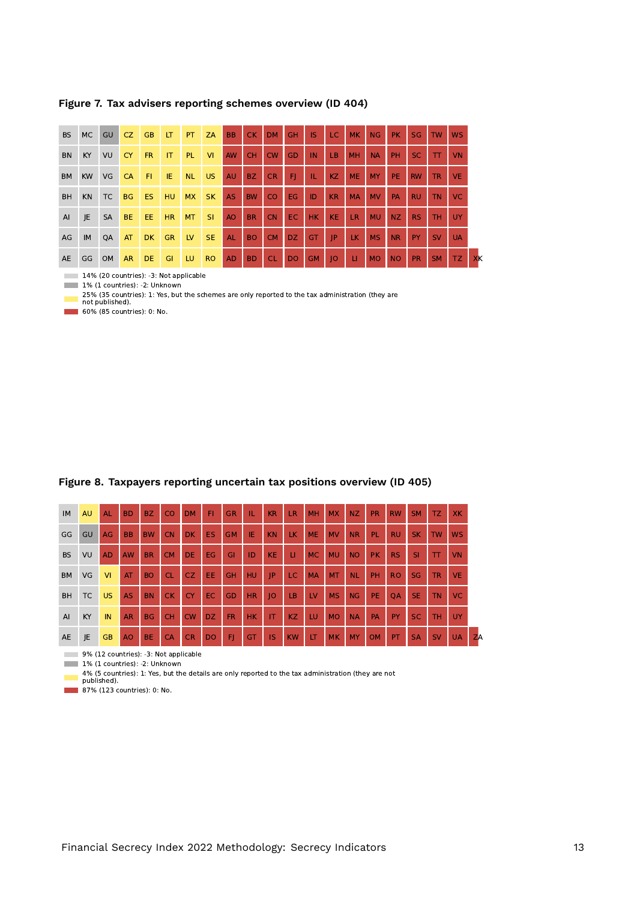**Figure 7. Tax advisers reporting schemes overview (ID 404)**

| | | | | | | | | | | | | | | | | | | | | |
|---|---|---|---|---|---|---|---|---|---|---|---|---|---|---|---|---|---|---|---|---|
| BS | MC | GU | CZ | GB | LT | PT | ZA | BB | CK | DM | GH | IS | LC | MK | NG | PK | SG | TW | WS | |
| BN | KY | VU | CY | FR | IT | PL | VI | AW | CH | CW | GD | IN | LB | MH | NA | PH | SC | TT | VN | |
| BM | KW | VG | CA | FI | IE | NL | US | AU | BZ | CR | FJ | IL | KZ | ME | MY | PE | RW | TR | VE | |
| BH | KN | TC | BG | ES | HU | MX | SK | AS | BW | CO | EG | ID | KR | MA | MV | PA | RU | TN | VC | |
| AI | JE | SA | BE | EE | HR | MT | SI | AO | BR | CN | EC | HK | KE | LR | MU | NZ | RS | TH | UY | |
| AG | IM | QA | AT | DK | GR | LV | SE | AL | BO | CM | DZ | GT | JP | LK | MS | NR | PY | SV | UA | |
| AE | GG | OM | AR | DE | GI | LU | RO | AD | BD | CL | DO | GM | JO | LI | MO | NO | PR | SM | TZ | XK |

14% (20 countries): -3: Not applicable
1% (1 countries): -2: Unknown
25% (35 countries): 1: Yes, but the schemes are only reported to the tax administration (they are not published).
60% (85 countries): 0: No.

**Figure 8. Taxpayers reporting uncertain tax positions overview (ID 405)**

| | | | | | | | | | | | | | | | | | | | | |
|---|---|---|---|---|---|---|---|---|---|---|---|---|---|---|---|---|---|---|---|---|
| IM | AU | AL | BD | BZ | CO | DM | FI | GR | IL | KR | LR | MH | MX | NZ | PR | RW | SM | TZ | XK | |
| GG | GU | AG | BB | BW | CN | DK | ES | GM | IE | KN | LK | ME | MV | NR | PL | RU | SK | TW | WS | |
| BS | VU | AD | AW | BR | CM | DE | EG | GI | ID | KE | LI | MC | MU | NO | PK | RS | SI | TT | VN | |
| BM | VG | VI | AT | BO | CL | CZ | EE | GH | HU | JP | LC | MA | MT | NL | PH | RO | SG | TR | VE | |
| BH | TC | US | AS | BN | CK | CY | EC | GD | HR | JO | LB | LV | MS | NG | PE | QA | SE | TN | VC | |
| AI | KY | IN | AR | BG | CH | CW | DZ | FR | HK | IT | KZ | LU | MO | NA | PA | PY | SC | TH | UY | |
| AE | JE | GB | AO | BE | CA | CR | DO | FJ | GT | IS | KW | LT | MK | MY | OM | PT | SA | SV | UA | ZA |

9% (12 countries): -3: Not applicable
1% (1 countries): -2: Unknown
4% (5 countries): 1: Yes, but the details are only reported to the tax administration (they are not published).
87% (123 countries): 0: No.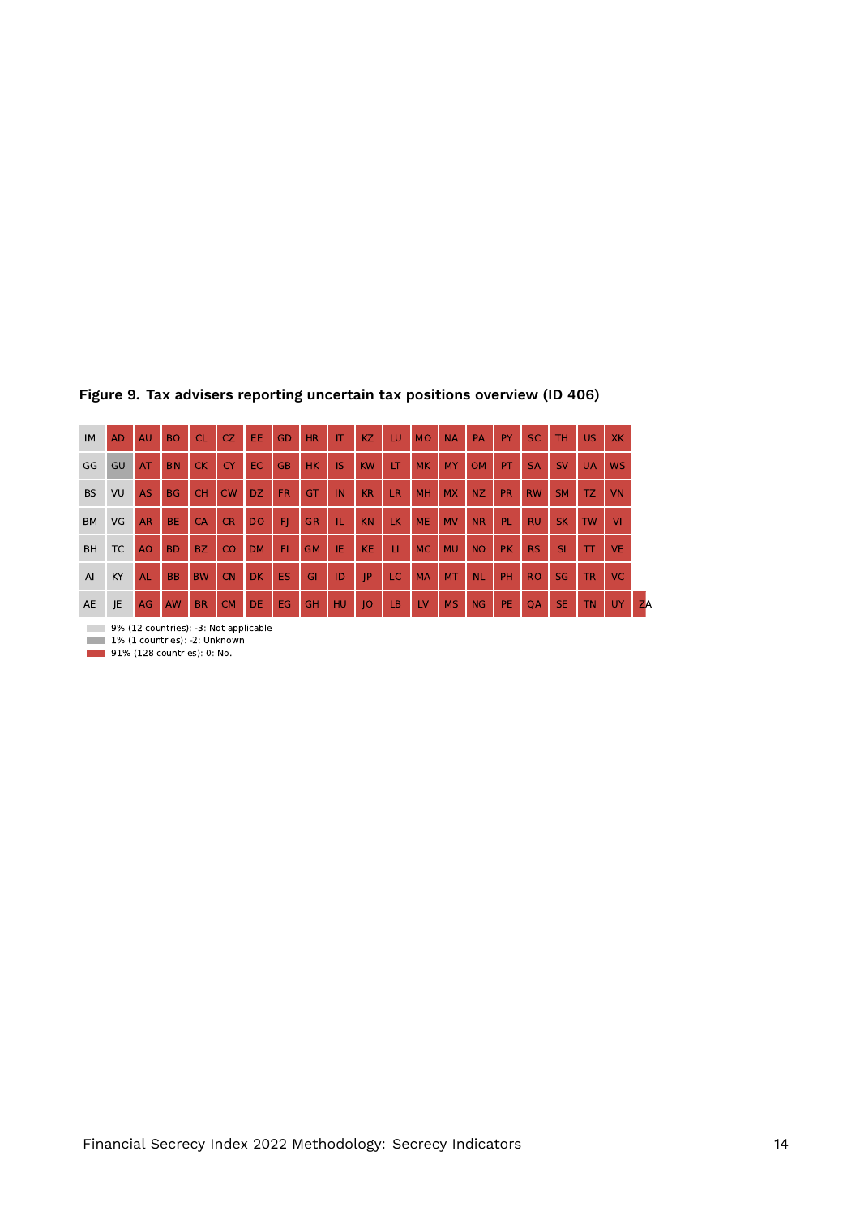**Figure 9. Tax advisers reporting uncertain tax positions overview (ID 406)**

| IM | AD | AU | BO | CL | CZ | EE | GD | HR | IT | KZ | LU | MO | NA | PA | PY | SC | TH | US | XK | |
|---|---|---|---|---|---|---|---|---|---|---|---|---|---|---|---|---|---|---|---|---|
| GG | GU | AT | BN | CK | CY | EC | GB | HK | IS | KW | LT | MK | MY | OM | PT | SA | SV | UA | WS | |
| BS | VU | AS | BG | CH | CW | DZ | FR | GT | IN | KR | LR | MH | MX | NZ | PR | RW | SM | TZ | VN | |
| BM | VG | AR | BE | CA | CR | DO | FJ | GR | IL | KN | LK | ME | MV | NR | PL | RU | SK | TW | VI | |
| BH | TC | AO | BD | BZ | CO | DM | FI | GM | IE | KE | LI | MC | MU | NO | PK | RS | SI | TT | VE | |
| AI | KY | AL | BB | BW | CN | DK | ES | GI | ID | JP | LC | MA | MT | NL | PH | RO | SG | TR | VC | |
| AE | JE | AG | AW | BR | CM | DE | EG | GH | HU | JO | LB | LV | MS | NG | PE | QA | SE | TN | UY | ZA |

9% (12 countries): -3: Not applicable
1% (1 countries): -2: Unknown
91% (128 countries): 0: No.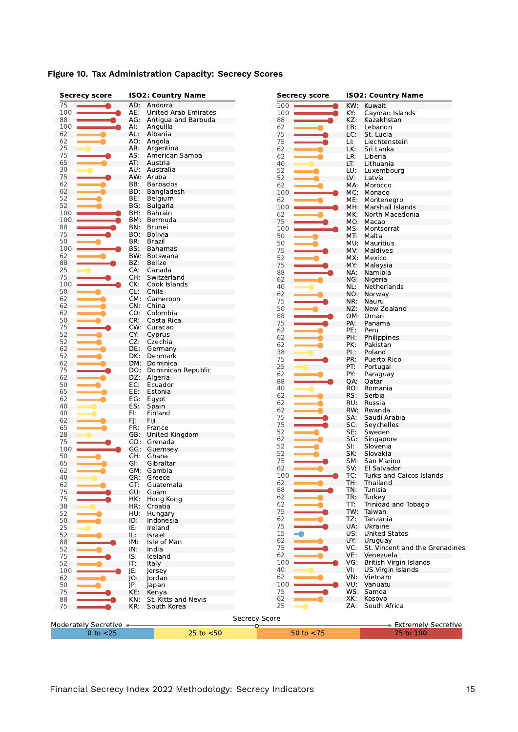**Figure 10. Tax Administration Capacity: Secrecy Scores**

| Secrecy score | ISO2: Country Name |
|---|---|
| 75 | AD: Andorra |
| 100 | AE: United Arab Emirates |
| 88 | AG: Antigua and Barbuda |
| 100 | AI: Anguilla |
| 62 | AL: Albania |
| 62 | AO: Angola |
| 25 | AR: Argentina |
| 75 | AS: American Samoa |
| 65 | AT: Austria |
| 30 | AU: Australia |
| 75 | AW: Aruba |
| 62 | BB: Barbados |
| 62 | BD: Bangladesh |
| 52 | BE: Belgium |
| 52 | BG: Bulgaria |
| 100 | BH: Bahrain |
| 100 | BM: Bermuda |
| 88 | BN: Brunei |
| 75 | BO: Bolivia |
| 50 | BR: Brazil |
| 100 | BS: Bahamas |
| 62 | BW: Botswana |
| 88 | BZ: Belize |
| 25 | CA: Canada |
| 75 | CH: Switzerland |
| 100 | CK: Cook Islands |
| 50 | CL: Chile |
| 62 | CM: Cameroon |
| 62 | CN: China |
| 62 | CO: Colombia |
| 50 | CR: Costa Rica |
| 75 | CW: Curacao |
| 52 | CY: Cyprus |
| 52 | CZ: Czechia |
| 62 | DE: Germany |
| 52 | DK: Denmark |
| 62 | DM: Dominica |
| 75 | DO: Dominican Republic |
| 62 | DZ: Algeria |
| 50 | EC: Ecuador |
| 65 | EE: Estonia |
| 62 | EG: Egypt |
| 40 | ES: Spain |
| 40 | FI: Finland |
| 62 | FJ: Fiji |
| 65 | FR: France |
| 28 | GB: United Kingdom |
| 75 | GD: Grenada |
| 100 | GG: Guernsey |
| 50 | GH: Ghana |
| 65 | GI: Gibraltar |
| 62 | GM: Gambia |
| 40 | GR: Greece |
| 62 | GT: Guatemala |
| 75 | GU: Guam |
| 75 | HK: Hong Kong |
| 38 | HR: Croatia |
| 52 | HU: Hungary |
| 50 | ID: Indonesia |
| 25 | IE: Ireland |
| 52 | IL: Israel |
| 88 | IM: Isle of Man |
| 52 | IN: India |
| 75 | IS: Iceland |
| 52 | IT: Italy |
| 100 | JE: Jersey |
| 62 | JO: Jordan |
| 50 | JP: Japan |
| 75 | KE: Kenya |
| 88 | KN: St. Kitts and Nevis |
| 75 | KR: South Korea |
| 100 | KW: Kuwait |
| 100 | KY: Cayman Islands |
| 88 | KZ: Kazakhstan |
| 62 | LB: Lebanon |
| 75 | LC: St. Lucia |
| 75 | LI: Liechtenstein |
| 62 | LK: Sri Lanka |
| 62 | LR: Liberia |
| 40 | LT: Lithuania |
| 52 | LU: Luxembourg |
| 52 | LV: Latvia |
| 62 | MA: Morocco |
| 100 | MC: Monaco |
| 62 | ME: Montenegro |
| 100 | MH: Marshall Islands |
| 62 | MK: North Macedonia |
| 75 | MO: Macao |
| 100 | MS: Montserrat |
| 50 | MT: Malta |
| 50 | MU: Mauritius |
| 75 | MV: Maldives |
| 52 | MX: Mexico |
| 75 | MY: Malaysia |
| 88 | NA: Namibia |
| 62 | NG: Nigeria |
| 40 | NL: Netherlands |
| 62 | NO: Norway |
| 75 | NR: Nauru |
| 50 | NZ: New Zealand |
| 88 | OM: Oman |
| 75 | PA: Panama |
| 62 | PE: Peru |
| 62 | PH: Philippines |
| 62 | PK: Pakistan |
| 38 | PL: Poland |
| 75 | PR: Puerto Rico |
| 25 | PT: Portugal |
| 62 | PY: Paraguay |
| 88 | QA: Qatar |
| 40 | RO: Romania |
| 62 | RS: Serbia |
| 62 | RU: Russia |
| 62 | RW: Rwanda |
| 75 | SA: Saudi Arabia |
| 75 | SC: Seychelles |
| 52 | SE: Sweden |
| 62 | SG: Singapore |
| 52 | SI: Slovenia |
| 52 | SK: Slovakia |
| 75 | SM: San Marino |
| 62 | SV: El Salvador |
| 100 | TC: Turks and Caicos Islands |
| 62 | TH: Thailand |
| 88 | TN: Tunisia |
| 62 | TR: Turkey |
| 62 | TT: Trinidad and Tobago |
| 75 | TW: Taiwan |
| 62 | TZ: Tanzania |
| 75 | UA: Ukraine |
| 15 | US: United States |
| 62 | UY: Uruguay |
| 75 | VC: St. Vincent and the Grenadines |
| 62 | VE: Venezuela |
| 100 | VG: British Virgin Islands |
| 40 | VI: US Virgin Islands |
| 62 | VN: Vietnam |
| 100 | VU: Vanuatu |
| 75 | WS: Samoa |
| 62 | XK: Kosovo |
| 25 | ZA: South Africa |

Secrecy Score

Moderately Secretive ← → Extremely Secretive

| 0 to <25 | 25 to <50 | 50 to <75 | 75 to 100 |
|---|---|---|---|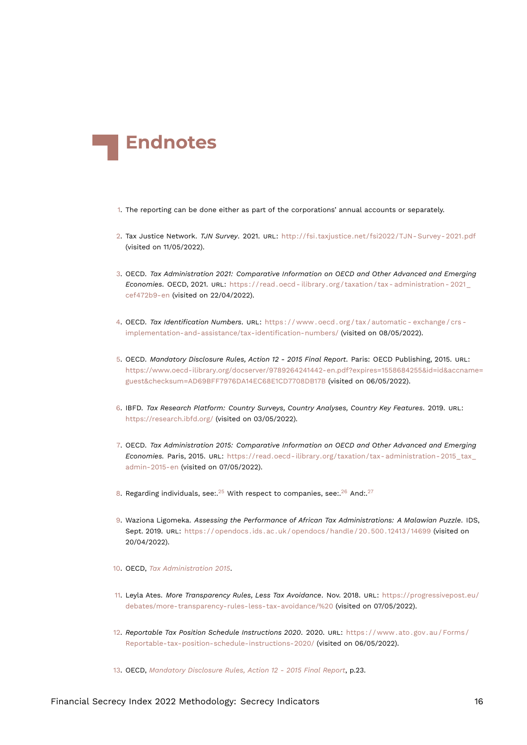# Endnotes

1. The reporting can be done either as part of the corporations' annual accounts or separately.

2. Tax Justice Network. *TJN Survey*. 2021. URL: http://fsi.taxjustice.net/fsi2022/TJN-Survey-2021.pdf (visited on 11/05/2022).

3. OECD. *Tax Administration 2021: Comparative Information on OECD and Other Advanced and Emerging Economies*. OECD, 2021. URL: https://read.oecd-ilibrary.org/taxation/tax-administration-2021_cef472b9-en (visited on 22/04/2022).

4. OECD. *Tax Identification Numbers*. URL: https://www.oecd.org/tax/automatic-exchange/crs-implementation-and-assistance/tax-identification-numbers/ (visited on 08/05/2022).

5. OECD. *Mandatory Disclosure Rules, Action 12 - 2015 Final Report*. Paris: OECD Publishing, 2015. URL: https://www.oecd-ilibrary.org/docserver/9789264241442-en.pdf?expires=1558684255&id=id&accname=guest&checksum=AD69BFF7976DA14EC68E1CD7708DB17B (visited on 06/05/2022).

6. IBFD. *Tax Research Platform: Country Surveys, Country Analyses, Country Key Features*. 2019. URL: https://research.ibfd.org/ (visited on 03/05/2022).

7. OECD. *Tax Administration 2015: Comparative Information on OECD and Other Advanced and Emerging Economies*. Paris, 2015. URL: https://read.oecd-ilibrary.org/taxation/tax-administration-2015_tax_admin-2015-en (visited on 07/05/2022).

8. Regarding individuals, see:.[25] With respect to companies, see:.[26] And:.[27]

9. Waziona Ligomeka. *Assessing the Performance of African Tax Administrations: A Malawian Puzzle*. IDS, Sept. 2019. URL: https://opendocs.ids.ac.uk/opendocs/handle/20.500.12413/14699 (visited on 20/04/2022).

10. OECD, *Tax Administration 2015*.

11. Leyla Ates. *More Transparency Rules, Less Tax Avoidance*. Nov. 2018. URL: https://progressivepost.eu/debates/more-transparency-rules-less-tax-avoidance/%20 (visited on 07/05/2022).

12. *Reportable Tax Position Schedule Instructions 2020*. 2020. URL: https://www.ato.gov.au/Forms/Reportable-tax-position-schedule-instructions-2020/ (visited on 06/05/2022).

13. OECD, *Mandatory Disclosure Rules, Action 12 - 2015 Final Report*, p.23.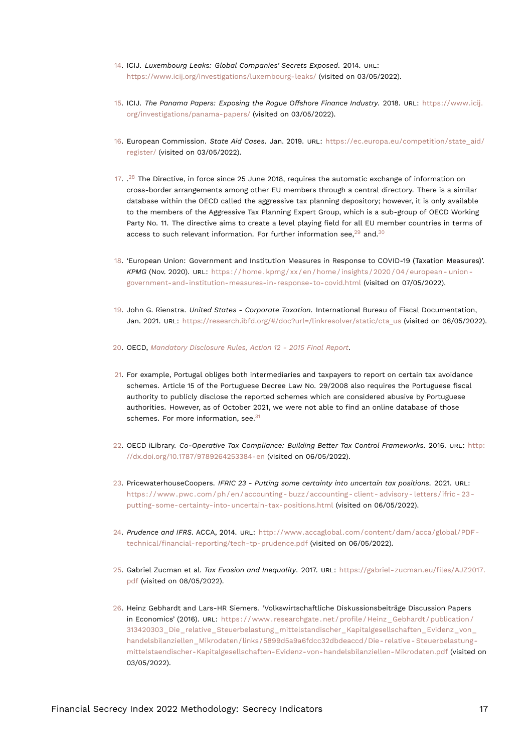14. ICIJ. *Luxembourg Leaks: Global Companies' Secrets Exposed*. 2014. URL: https://www.icij.org/investigations/luxembourg-leaks/ (visited on 03/05/2022).

15. ICIJ. *The Panama Papers: Exposing the Rogue Offshore Finance Industry*. 2018. URL: https://www.icij.org/investigations/panama-papers/ (visited on 03/05/2022).

16. European Commission. *State Aid Cases*. Jan. 2019. URL: https://ec.europa.eu/competition/state_aid/register/ (visited on 03/05/2022).

17. .[28] The Directive, in force since 25 June 2018, requires the automatic exchange of information on cross-border arrangements among other EU members through a central directory. There is a similar database within the OECD called the aggressive tax planning depository; however, it is only available to the members of the Aggressive Tax Planning Expert Group, which is a sub-group of OECD Working Party No. 11. The directive aims to create a level playing field for all EU member countries in terms of access to such relevant information. For further information see,[29] and.[30]

18. 'European Union: Government and Institution Measures in Response to COVID-19 (Taxation Measures)'. *KPMG* (Nov. 2020). URL: https://home.kpmg/xx/en/home/insights/2020/04/european-union-government-and-institution-measures-in-response-to-covid.html (visited on 07/05/2022).

19. John G. Rienstra. *United States - Corporate Taxation*. International Bureau of Fiscal Documentation, Jan. 2021. URL: https://research.ibfd.org/#/doc?url=/linkresolver/static/cta_us (visited on 06/05/2022).

20. OECD, *Mandatory Disclosure Rules, Action 12 - 2015 Final Report*.

21. For example, Portugal obliges both intermediaries and taxpayers to report on certain tax avoidance schemes. Article 15 of the Portuguese Decree Law No. 29/2008 also requires the Portuguese fiscal authority to publicly disclose the reported schemes which are considered abusive by Portuguese authorities. However, as of October 2021, we were not able to find an online database of those schemes. For more information, see.[31]

22. OECD iLibrary. *Co-Operative Tax Compliance: Building Better Tax Control Frameworks*. 2016. URL: http://dx.doi.org/10.1787/9789264253384-en (visited on 06/05/2022).

23. PricewaterhouseCoopers. *IFRIC 23 - Putting some certainty into uncertain tax positions*. 2021. URL: https://www.pwc.com/ph/en/accounting-buzz/accounting-client-advisory-letters/ifric-23-putting-some-certainty-into-uncertain-tax-positions.html (visited on 06/05/2022).

24. *Prudence and IFRS*. ACCA, 2014. URL: http://www.accaglobal.com/content/dam/acca/global/PDF-technical/financial-reporting/tech-tp-prudence.pdf (visited on 06/05/2022).

25. Gabriel Zucman et al. *Tax Evasion and Inequality*. 2017. URL: https://gabriel-zucman.eu/files/AJZ2017.pdf (visited on 08/05/2022).

26. Heinz Gebhardt and Lars-HR Siemers. 'Volkswirtschaftliche Diskussionsbeiträge Discussion Papers in Economics' (2016). URL: https://www.researchgate.net/profile/Heinz_Gebhardt/publication/313420303_Die_relative_Steuerbelastung_mittelstandischer_Kapitalgesellschaften_Evidenz_von_handelsbilanziellen_Mikrodaten/links/5899d5a9a6fdcc32dbdeaccd/Die-relative-Steuerbelastung-mittelstaendischer-Kapitalgesellschaften-Evidenz-von-handelsbilanziellen-Mikrodaten.pdf (visited on 03/05/2022).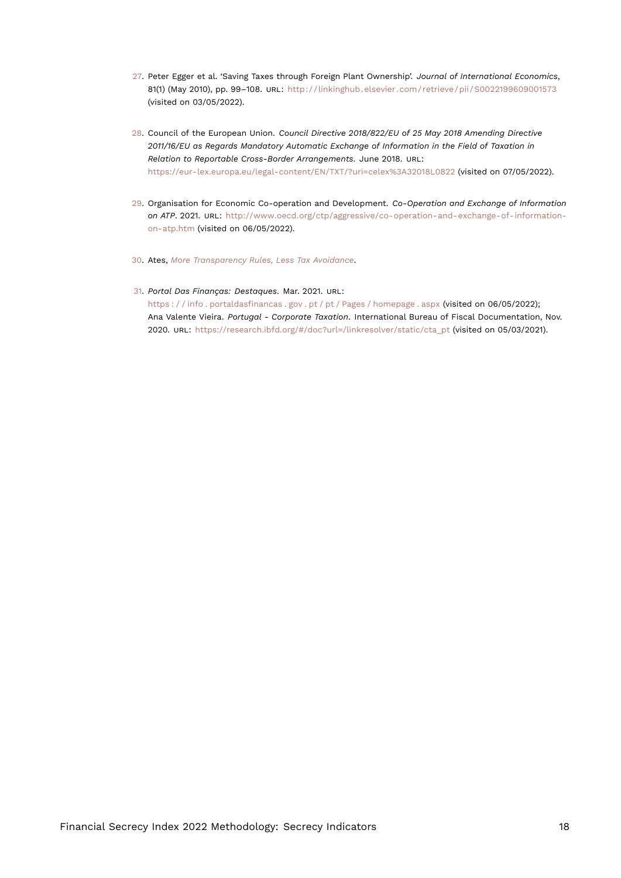27. Peter Egger et al. 'Saving Taxes through Foreign Plant Ownership'. *Journal of International Economics*, 81(1) (May 2010), pp. 99–108. URL: http://linkinghub.elsevier.com/retrieve/pii/S0022199609001573 (visited on 03/05/2022).

28. Council of the European Union. *Council Directive 2018/822/EU of 25 May 2018 Amending Directive 2011/16/EU as Regards Mandatory Automatic Exchange of Information in the Field of Taxation in Relation to Reportable Cross-Border Arrangements*. June 2018. URL: https://eur-lex.europa.eu/legal-content/EN/TXT/?uri=celex%3A32018L0822 (visited on 07/05/2022).

29. Organisation for Economic Co-operation and Development. *Co-Operation and Exchange of Information on ATP*. 2021. URL: http://www.oecd.org/ctp/aggressive/co-operation-and-exchange-of-information-on-atp.htm (visited on 06/05/2022).

30. Ates, *More Transparency Rules, Less Tax Avoidance*.

31. *Portal Das Finanças: Destaques*. Mar. 2021. URL: https://info.portaldasfinancas.gov.pt/pt/Pages/homepage.aspx (visited on 06/05/2022); Ana Valente Vieira. *Portugal - Corporate Taxation*. International Bureau of Fiscal Documentation, Nov. 2020. URL: https://research.ibfd.org/#/doc?url=/linkresolver/static/cta_pt (visited on 05/03/2021).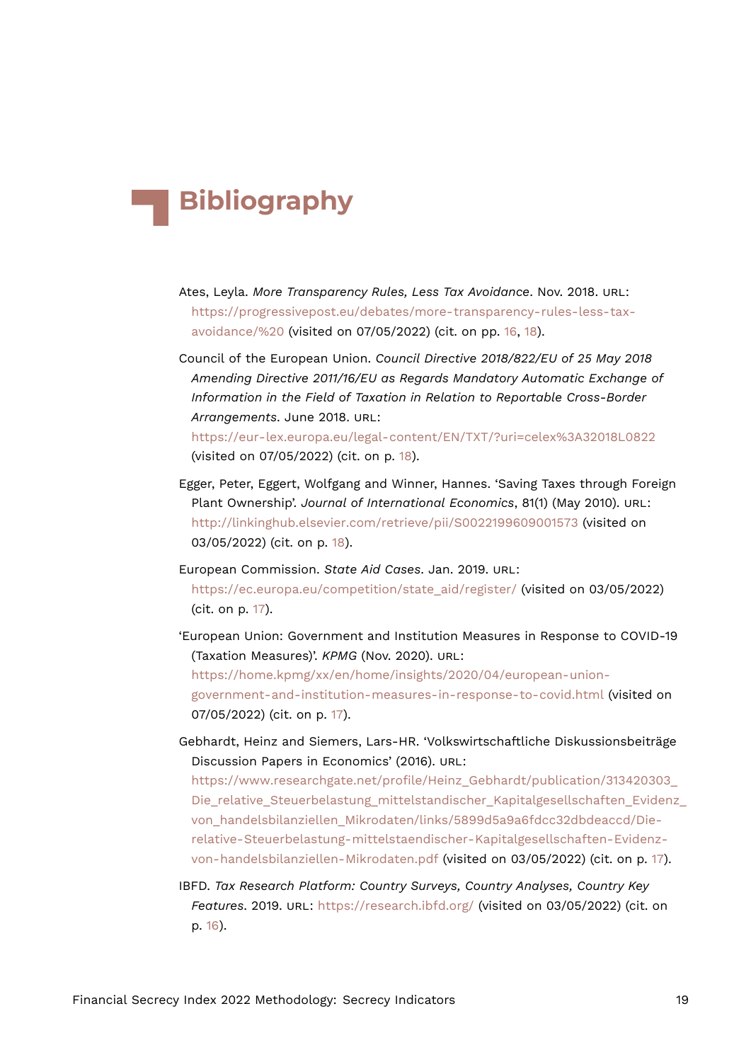# Bibliography

Ates, Leyla. *More Transparency Rules, Less Tax Avoidance*. Nov. 2018. URL: https://progressivepost.eu/debates/more-transparency-rules-less-tax-avoidance/%20 (visited on 07/05/2022) (cit. on pp. 16, 18).

Council of the European Union. *Council Directive 2018/822/EU of 25 May 2018 Amending Directive 2011/16/EU as Regards Mandatory Automatic Exchange of Information in the Field of Taxation in Relation to Reportable Cross-Border Arrangements*. June 2018. URL: https://eur-lex.europa.eu/legal-content/EN/TXT/?uri=celex%3A32018L0822 (visited on 07/05/2022) (cit. on p. 18).

Egger, Peter, Eggert, Wolfgang and Winner, Hannes. 'Saving Taxes through Foreign Plant Ownership'. *Journal of International Economics*, 81(1) (May 2010). URL: http://linkinghub.elsevier.com/retrieve/pii/S0022199609001573 (visited on 03/05/2022) (cit. on p. 18).

European Commission. *State Aid Cases*. Jan. 2019. URL: https://ec.europa.eu/competition/state_aid/register/ (visited on 03/05/2022) (cit. on p. 17).

'European Union: Government and Institution Measures in Response to COVID-19 (Taxation Measures)'. *KPMG* (Nov. 2020). URL: https://home.kpmg/xx/en/home/insights/2020/04/european-union-government-and-institution-measures-in-response-to-covid.html (visited on 07/05/2022) (cit. on p. 17).

Gebhardt, Heinz and Siemers, Lars-HR. 'Volkswirtschaftliche Diskussionsbeiträge Discussion Papers in Economics' (2016). URL: https://www.researchgate.net/profile/Heinz_Gebhardt/publication/313420303_Die_relative_Steuerbelastung_mittelstandischer_Kapitalgesellschaften_Evidenz_von_handelsbilanziellen_Mikrodaten/links/5899d5a9a6fdcc32dbdeaccd/Die-relative-Steuerbelastung-mittelstaendischer-Kapitalgesellschaften-Evidenz-von-handelsbilanziellen-Mikrodaten.pdf (visited on 03/05/2022) (cit. on p. 17).

IBFD. *Tax Research Platform: Country Surveys, Country Analyses, Country Key Features*. 2019. URL: https://research.ibfd.org/ (visited on 03/05/2022) (cit. on p. 16).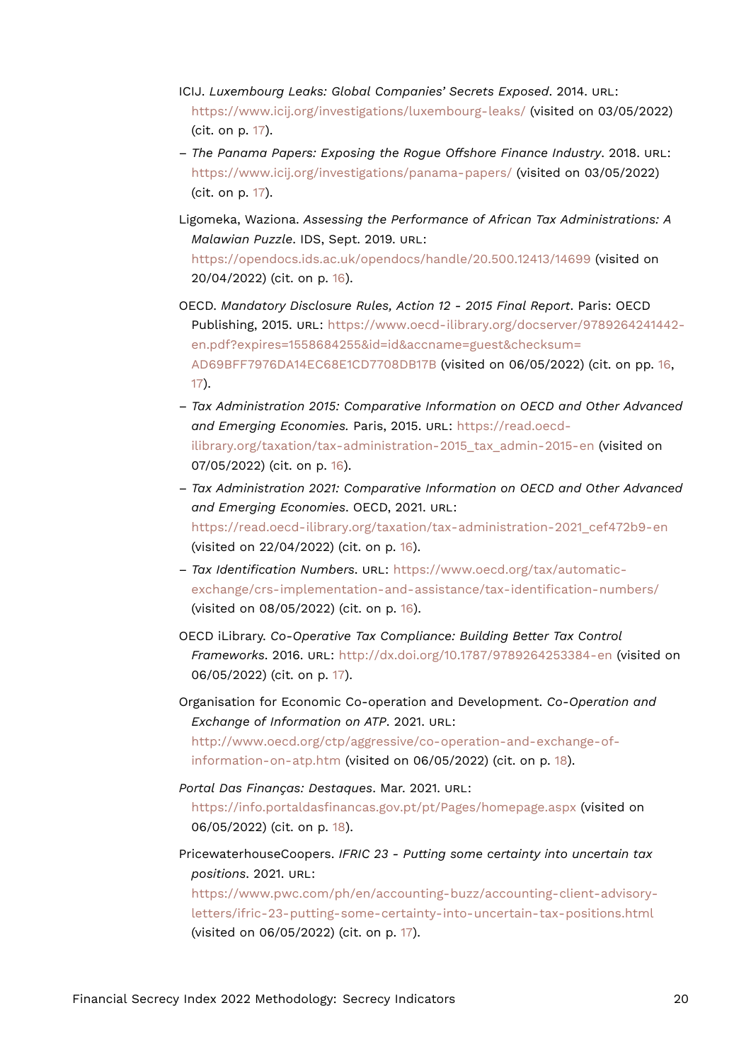ICIJ. *Luxembourg Leaks: Global Companies' Secrets Exposed*. 2014. URL: https://www.icij.org/investigations/luxembourg-leaks/ (visited on 03/05/2022) (cit. on p. 17).

– *The Panama Papers: Exposing the Rogue Offshore Finance Industry*. 2018. URL: https://www.icij.org/investigations/panama-papers/ (visited on 03/05/2022) (cit. on p. 17).

Ligomeka, Waziona. *Assessing the Performance of African Tax Administrations: A Malawian Puzzle*. IDS, Sept. 2019. URL: https://opendocs.ids.ac.uk/opendocs/handle/20.500.12413/14699 (visited on 20/04/2022) (cit. on p. 16).

OECD. *Mandatory Disclosure Rules, Action 12 - 2015 Final Report*. Paris: OECD Publishing, 2015. URL: https://www.oecd-ilibrary.org/docserver/9789264241442-en.pdf?expires=1558684255&id=id&accname=guest&checksum=AD69BFF7976DA14EC68E1CD7708DB17B (visited on 06/05/2022) (cit. on pp. 16, 17).

– *Tax Administration 2015: Comparative Information on OECD and Other Advanced and Emerging Economies.* Paris, 2015. URL: https://read.oecd-ilibrary.org/taxation/tax-administration-2015_tax_admin-2015-en (visited on 07/05/2022) (cit. on p. 16).

– *Tax Administration 2021: Comparative Information on OECD and Other Advanced and Emerging Economies*. OECD, 2021. URL: https://read.oecd-ilibrary.org/taxation/tax-administration-2021_cef472b9-en (visited on 22/04/2022) (cit. on p. 16).

– *Tax Identification Numbers*. URL: https://www.oecd.org/tax/automatic-exchange/crs-implementation-and-assistance/tax-identification-numbers/ (visited on 08/05/2022) (cit. on p. 16).

OECD iLibrary. *Co-Operative Tax Compliance: Building Better Tax Control Frameworks*. 2016. URL: http://dx.doi.org/10.1787/9789264253384-en (visited on 06/05/2022) (cit. on p. 17).

Organisation for Economic Co-operation and Development. *Co-Operation and Exchange of Information on ATP*. 2021. URL: http://www.oecd.org/ctp/aggressive/co-operation-and-exchange-of-information-on-atp.htm (visited on 06/05/2022) (cit. on p. 18).

*Portal Das Finanças: Destaques*. Mar. 2021. URL: https://info.portaldasfinancas.gov.pt/pt/Pages/homepage.aspx (visited on 06/05/2022) (cit. on p. 18).

PricewaterhouseCoopers. *IFRIC 23 - Putting some certainty into uncertain tax positions*. 2021. URL: https://www.pwc.com/ph/en/accounting-buzz/accounting-client-advisory-letters/ifric-23-putting-some-certainty-into-uncertain-tax-positions.html (visited on 06/05/2022) (cit. on p. 17).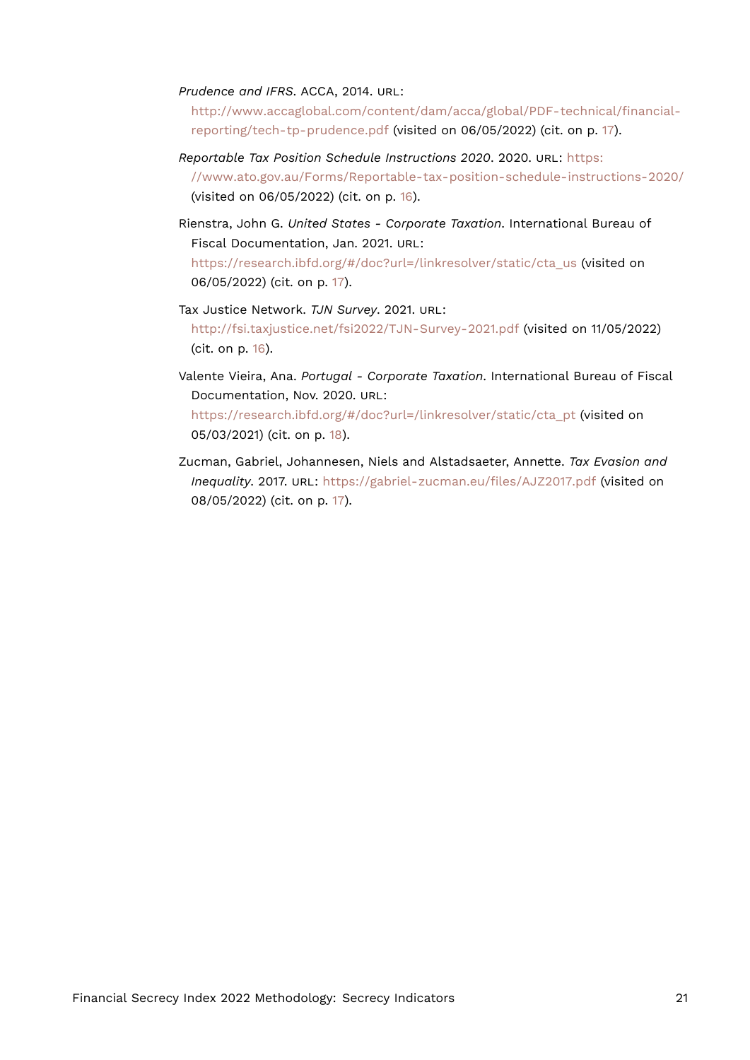*Prudence and IFRS*. ACCA, 2014. URL: http://www.accaglobal.com/content/dam/acca/global/PDF-technical/financial-reporting/tech-tp-prudence.pdf (visited on 06/05/2022) (cit. on p. 17).

*Reportable Tax Position Schedule Instructions 2020*. 2020. URL: https://www.ato.gov.au/Forms/Reportable-tax-position-schedule-instructions-2020/ (visited on 06/05/2022) (cit. on p. 16).

Rienstra, John G. *United States - Corporate Taxation*. International Bureau of Fiscal Documentation, Jan. 2021. URL: https://research.ibfd.org/#/doc?url=/linkresolver/static/cta_us (visited on 06/05/2022) (cit. on p. 17).

Tax Justice Network. *TJN Survey*. 2021. URL: http://fsi.taxjustice.net/fsi2022/TJN-Survey-2021.pdf (visited on 11/05/2022) (cit. on p. 16).

Valente Vieira, Ana. *Portugal - Corporate Taxation*. International Bureau of Fiscal Documentation, Nov. 2020. URL: https://research.ibfd.org/#/doc?url=/linkresolver/static/cta_pt (visited on 05/03/2021) (cit. on p. 18).

Zucman, Gabriel, Johannesen, Niels and Alstadsaeter, Annette. *Tax Evasion and Inequality*. 2017. URL: https://gabriel-zucman.eu/files/AJZ2017.pdf (visited on 08/05/2022) (cit. on p. 17).